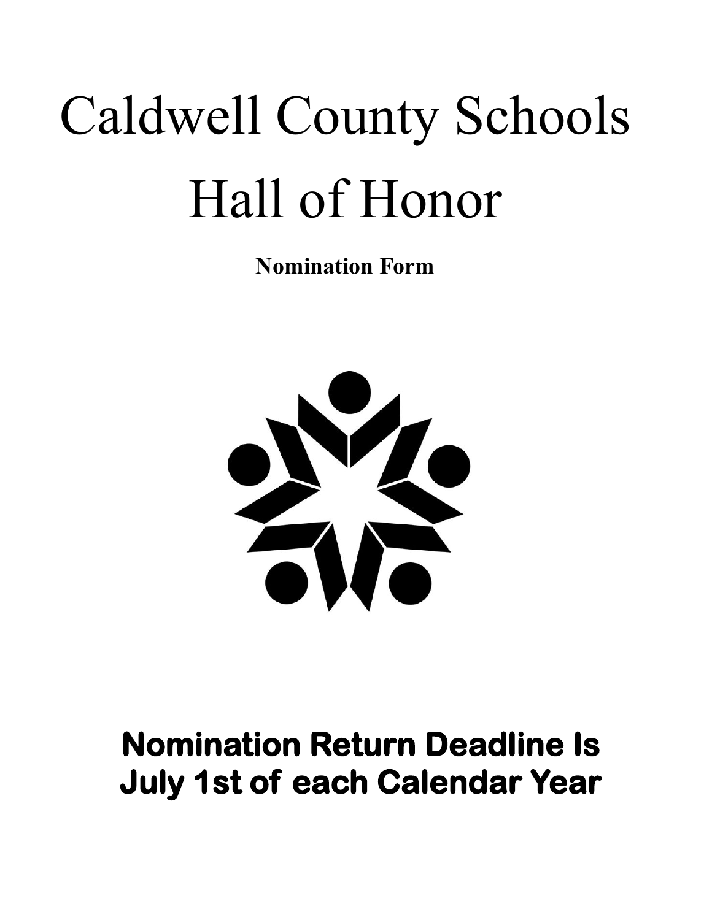# Caldwell County Schools Hall of Honor

**Nomination Form**

## Nomination Return Deadline Is July 1st of each Calendar Year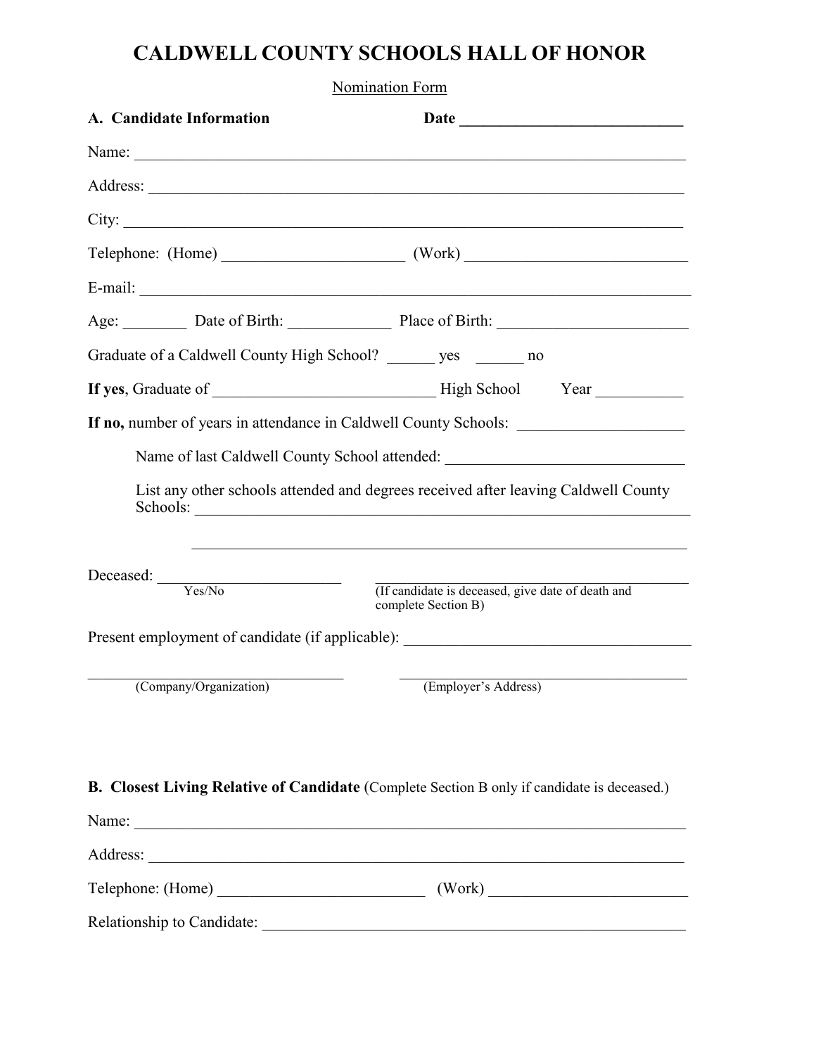# CALDWELL COUNTY SCHOOLS HALL OF HONOR

Nomination Form

**A. Candidate Information** **Date \_\_\_\_\_\_\_\_\_\_\_\_\_\_\_\_\_\_\_\_\_\_\_\_\_\_\_\_**

Name: \_\_\_\_\_\_\_\_\_\_\_\_\_\_\_\_\_\_\_\_\_\_\_\_\_\_\_\_\_\_\_\_\_\_\_\_\_\_\_\_\_\_\_\_\_\_\_\_\_\_\_\_\_\_\_\_\_\_\_\_\_\_\_\_\_\_\_\_

Address: \_\_\_\_\_\_\_\_\_\_\_\_\_\_\_\_\_\_\_\_\_\_\_\_\_\_\_\_\_\_\_\_\_\_\_\_\_\_\_\_\_\_\_\_\_\_\_\_\_\_\_\_\_\_\_\_\_\_\_\_\_\_\_\_\_

City: \_\_\_\_\_\_\_\_\_\_\_\_\_\_\_\_\_\_\_\_\_\_\_\_\_\_\_\_\_\_\_\_\_\_\_\_\_\_\_\_\_\_\_\_\_\_\_\_\_\_\_\_\_\_\_\_\_\_\_\_\_\_\_\_\_\_\_\_\_

Telephone: (Home) \_\_\_\_\_\_\_\_\_\_\_\_\_\_\_\_\_\_\_\_\_\_\_ (Work) \_\_\_\_\_\_\_\_\_\_\_\_\_\_\_\_\_\_\_\_\_\_\_\_\_\_\_\_

E-mail: \_\_\_\_\_\_\_\_\_\_\_\_\_\_\_\_\_\_\_\_\_\_\_\_\_\_\_\_\_\_\_\_\_\_\_\_\_\_\_\_\_\_\_\_\_\_\_\_\_\_\_\_\_\_\_\_\_\_\_\_\_\_\_\_\_\_\_

Age: \_\_\_\_\_\_\_\_ Date of Birth: \_\_\_\_\_\_\_\_\_\_\_\_\_ Place of Birth: \_\_\_\_\_\_\_\_\_\_\_\_\_\_\_\_\_\_\_\_\_\_\_\_

Graduate of a Caldwell County High School? \_\_\_\_\_\_ yes \_\_\_\_\_\_ no

**If yes**, Graduate of \_\_\_\_\_\_\_\_\_\_\_\_\_\_\_\_\_\_\_\_\_\_\_\_\_\_\_\_ High School Year \_\_\_\_\_\_\_\_\_\_\_

**If no,** number of years in attendance in Caldwell County Schools: \_\_\_\_\_\_\_\_\_\_\_\_\_\_\_\_\_\_\_\_

Name of last Caldwell County School attended: \_\_\_\_\_\_\_\_\_\_\_\_\_\_\_\_\_\_\_\_\_\_\_\_\_\_\_\_\_\_

List any other schools attended and degrees received after leaving Caldwell County Schools: \_\_\_\_\_\_\_\_\_\_\_\_\_\_\_\_\_\_\_\_\_\_\_\_\_\_\_\_\_\_\_\_\_\_\_\_\_\_\_\_\_\_\_\_\_\_\_\_\_\_\_\_\_\_\_\_\_\_\_\_\_\_

\_\_\_\_\_\_\_\_\_\_\_\_\_\_\_\_\_\_\_\_\_\_\_\_\_\_\_\_\_\_\_\_\_\_\_\_\_\_\_\_\_\_\_\_\_\_\_\_\_\_\_\_\_\_\_\_\_\_\_\_\_\_

Deceased: \_\_\_\_\_\_\_\_\_\_\_\_\_\_\_\_\_\_\_\_\_\_\_\_ \_\_\_\_\_\_\_\_\_\_\_\_\_\_\_\_\_\_\_\_\_\_\_\_\_\_\_\_\_\_\_\_\_\_\_\_\_\_\_\_\_\_\_
Yes/No (If candidate is deceased, give date of death and complete Section B)

Present employment of candidate (if applicable): \_\_\_\_\_\_\_\_\_\_\_\_\_\_\_\_\_\_\_\_\_\_\_\_\_\_\_\_\_\_\_\_\_\_\_\_

\_\_\_\_\_\_\_\_\_\_\_\_\_\_\_\_\_\_\_\_\_\_\_\_\_\_\_\_\_\_\_\_\_\_ \_\_\_\_\_\_\_\_\_\_\_\_\_\_\_\_\_\_\_\_\_\_\_\_\_\_\_\_\_\_\_\_\_\_\_\_\_\_\_
(Company/Organization) (Employer's Address)

**B. Closest Living Relative of Candidate** (Complete Section B only if candidate is deceased.)

Name: \_\_\_\_\_\_\_\_\_\_\_\_\_\_\_\_\_\_\_\_\_\_\_\_\_\_\_\_\_\_\_\_\_\_\_\_\_\_\_\_\_\_\_\_\_\_\_\_\_\_\_\_\_\_\_\_\_\_\_\_\_\_\_\_\_\_\_\_

Address: \_\_\_\_\_\_\_\_\_\_\_\_\_\_\_\_\_\_\_\_\_\_\_\_\_\_\_\_\_\_\_\_\_\_\_\_\_\_\_\_\_\_\_\_\_\_\_\_\_\_\_\_\_\_\_\_\_\_\_\_\_\_\_\_\_

Telephone: (Home) \_\_\_\_\_\_\_\_\_\_\_\_\_\_\_\_\_\_\_\_\_\_\_\_\_\_ (Work) \_\_\_\_\_\_\_\_\_\_\_\_\_\_\_\_\_\_\_\_\_\_\_\_\_

Relationship to Candidate: \_\_\_\_\_\_\_\_\_\_\_\_\_\_\_\_\_\_\_\_\_\_\_\_\_\_\_\_\_\_\_\_\_\_\_\_\_\_\_\_\_\_\_\_\_\_\_\_\_\_\_\_\_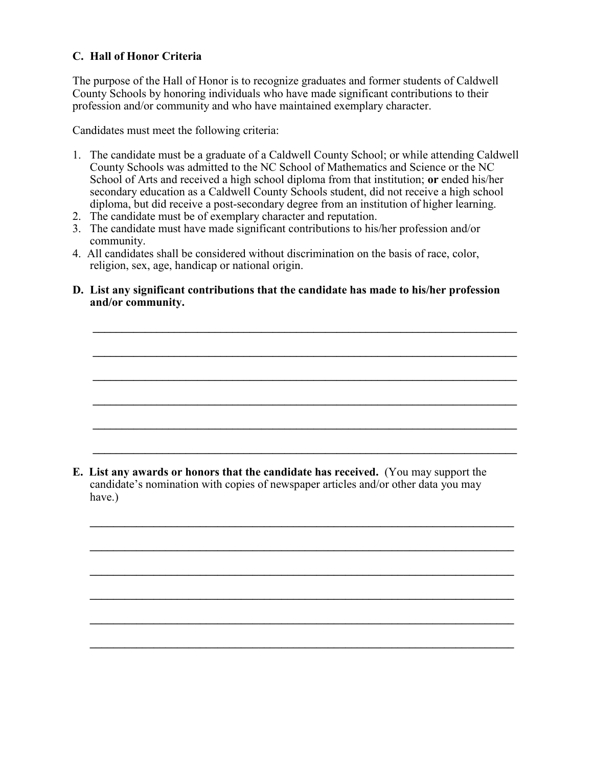**C. Hall of Honor Criteria**

The purpose of the Hall of Honor is to recognize graduates and former students of Caldwell County Schools by honoring individuals who have made significant contributions to their profession and/or community and who have maintained exemplary character.

Candidates must meet the following criteria:

1. The candidate must be a graduate of a Caldwell County School; or while attending Caldwell County Schools was admitted to the NC School of Mathematics and Science or the NC School of Arts and received a high school diploma from that institution; **or** ended his/her secondary education as a Caldwell County Schools student, did not receive a high school diploma, but did receive a post-secondary degree from an institution of higher learning.
2. The candidate must be of exemplary character and reputation.
3. The candidate must have made significant contributions to his/her profession and/or community.
4. All candidates shall be considered without discrimination on the basis of race, color, religion, sex, age, handicap or national origin.

**D. List any significant contributions that the candidate has made to his/her profession and/or community.**

______________________________________________________________________________

______________________________________________________________________________

______________________________________________________________________________

______________________________________________________________________________

______________________________________________________________________________

______________________________________________________________________________

**E. List any awards or honors that the candidate has received.** (You may support the candidate's nomination with copies of newspaper articles and/or other data you may have.)

______________________________________________________________________________

______________________________________________________________________________

______________________________________________________________________________

______________________________________________________________________________

______________________________________________________________________________

______________________________________________________________________________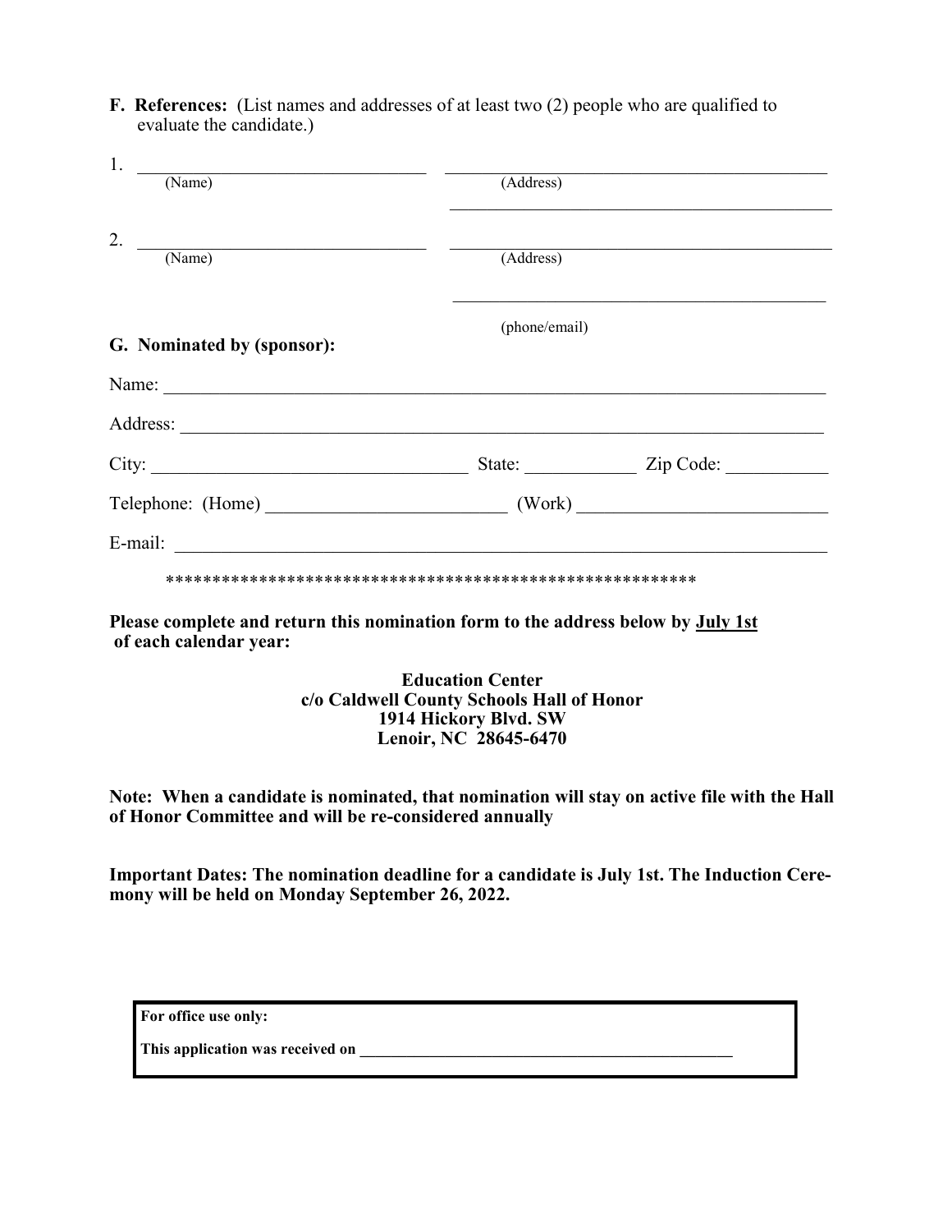**F. References:** (List names and addresses of at least two (2) people who are qualified to evaluate the candidate.)

1. ______________________________ ________________________________________
(Name) (Address)

________________________________________

2. ______________________________ ________________________________________
(Name) (Address)

________________________________________
(phone/email)

**G. Nominated by (sponsor):**

Name: ____________________________________________________________________

Address: __________________________________________________________________

City: ______________________________ State: ___________ Zip Code: __________

Telephone: (Home) ________________________ (Work) ________________________

E-mail: ___________________________________________________________________

*********************************************************

**Please complete and return this nomination form to the address below by <u>July 1st</u> of each calendar year:**

**Education Center**
**c/o Caldwell County Schools Hall of Honor**
**1914 Hickory Blvd. SW**
**Lenoir, NC 28645-6470**

**Note: When a candidate is nominated, that nomination will stay on active file with the Hall of Honor Committee and will be re-considered annually**

**Important Dates: The nomination deadline for a candidate is July 1st. The Induction Ceremony will be held on Monday September 26, 2022.**

**For office use only:**

**This application was received on** ____________________________________________